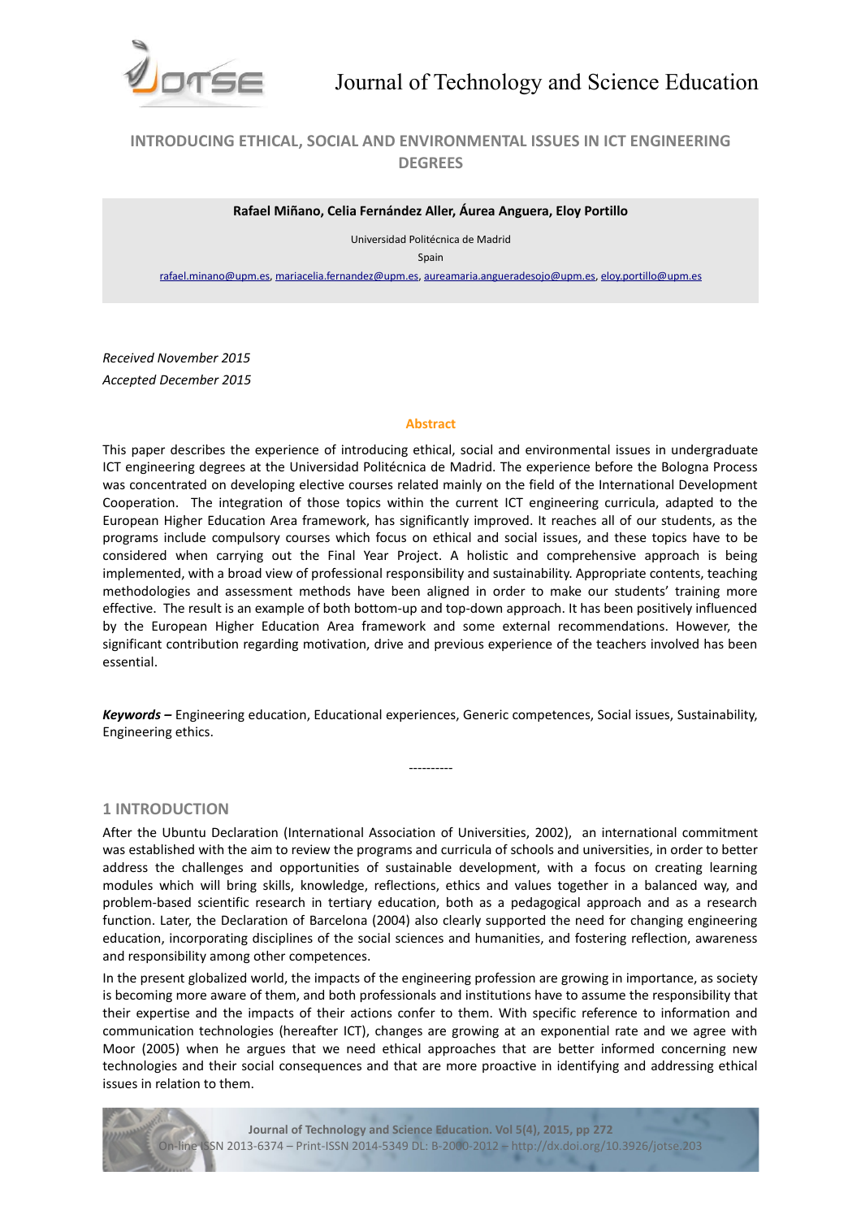# INTRODUCING ETHICAL, SOCIAL AND ENVIRONMENTAL ISSUES IN ICT ENGINEERING DEGREES

**Rafael Miñano, Celia Fernández Aller, Áurea Anguera, Eloy Portillo**

Universidad Politécnica de Madrid

Spain

rafael.minano@upm.es, mariacelia.fernandez@upm.es, aureamaria.angueradesojo@upm.es, eloy.portillo@upm.es

*Received November 2015*

*Accepted December 2015*

## Abstract

This paper describes the experience of introducing ethical, social and environmental issues in undergraduate ICT engineering degrees at the Universidad Politécnica de Madrid. The experience before the Bologna Process was concentrated on developing elective courses related mainly on the field of the International Development Cooperation. The integration of those topics within the current ICT engineering curricula, adapted to the European Higher Education Area framework, has significantly improved. It reaches all of our students, as the programs include compulsory courses which focus on ethical and social issues, and these topics have to be considered when carrying out the Final Year Project. A holistic and comprehensive approach is being implemented, with a broad view of professional responsibility and sustainability. Appropriate contents, teaching methodologies and assessment methods have been aligned in order to make our students' training more effective. The result is an example of both bottom-up and top-down approach. It has been positively influenced by the European Higher Education Area framework and some external recommendations. However, the significant contribution regarding motivation, drive and previous experience of the teachers involved has been essential.

***Keywords –*** Engineering education, Educational experiences, Generic competences, Social issues, Sustainability, Engineering ethics.

----------

## 1 INTRODUCTION

After the Ubuntu Declaration (International Association of Universities, 2002), an international commitment was established with the aim to review the programs and curricula of schools and universities, in order to better address the challenges and opportunities of sustainable development, with a focus on creating learning modules which will bring skills, knowledge, reflections, ethics and values together in a balanced way, and problem-based scientific research in tertiary education, both as a pedagogical approach and as a research function. Later, the Declaration of Barcelona (2004) also clearly supported the need for changing engineering education, incorporating disciplines of the social sciences and humanities, and fostering reflection, awareness and responsibility among other competences.

In the present globalized world, the impacts of the engineering profession are growing in importance, as society is becoming more aware of them, and both professionals and institutions have to assume the responsibility that their expertise and the impacts of their actions confer to them. With specific reference to information and communication technologies (hereafter ICT), changes are growing at an exponential rate and we agree with Moor (2005) when he argues that we need ethical approaches that are better informed concerning new technologies and their social consequences and that are more proactive in identifying and addressing ethical issues in relation to them.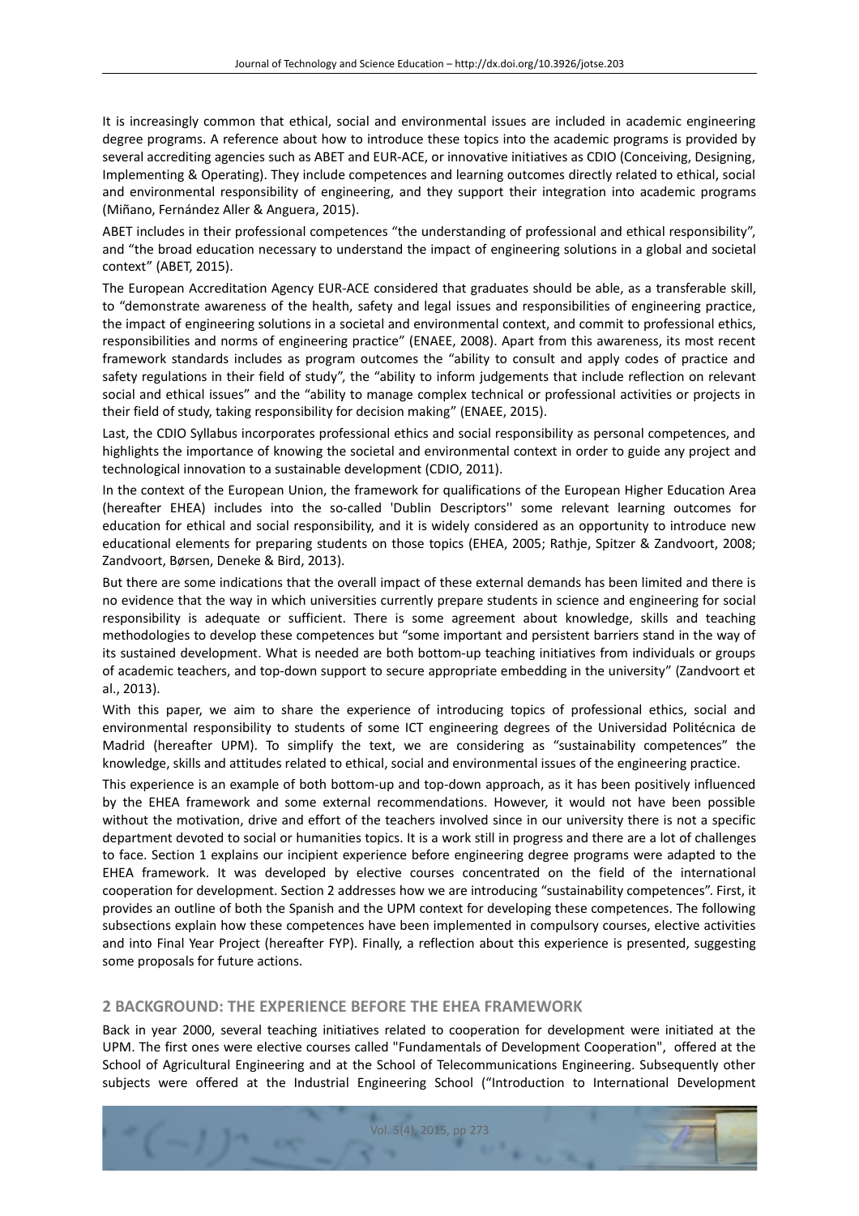It is increasingly common that ethical, social and environmental issues are included in academic engineering degree programs. A reference about how to introduce these topics into the academic programs is provided by several accrediting agencies such as ABET and EUR-ACE, or innovative initiatives as CDIO (Conceiving, Designing, Implementing & Operating). They include competences and learning outcomes directly related to ethical, social and environmental responsibility of engineering, and they support their integration into academic programs (Miñano, Fernández Aller & Anguera, 2015).

ABET includes in their professional competences "the understanding of professional and ethical responsibility", and "the broad education necessary to understand the impact of engineering solutions in a global and societal context" (ABET, 2015).

The European Accreditation Agency EUR-ACE considered that graduates should be able, as a transferable skill, to "demonstrate awareness of the health, safety and legal issues and responsibilities of engineering practice, the impact of engineering solutions in a societal and environmental context, and commit to professional ethics, responsibilities and norms of engineering practice" (ENAEE, 2008). Apart from this awareness, its most recent framework standards includes as program outcomes the "ability to consult and apply codes of practice and safety regulations in their field of study", the "ability to inform judgements that include reflection on relevant social and ethical issues" and the "ability to manage complex technical or professional activities or projects in their field of study, taking responsibility for decision making" (ENAEE, 2015).

Last, the CDIO Syllabus incorporates professional ethics and social responsibility as personal competences, and highlights the importance of knowing the societal and environmental context in order to guide any project and technological innovation to a sustainable development (CDIO, 2011).

In the context of the European Union, the framework for qualifications of the European Higher Education Area (hereafter EHEA) includes into the so-called 'Dublin Descriptors'' some relevant learning outcomes for education for ethical and social responsibility, and it is widely considered as an opportunity to introduce new educational elements for preparing students on those topics (EHEA, 2005; Rathje, Spitzer & Zandvoort, 2008; Zandvoort, Børsen, Deneke & Bird, 2013).

But there are some indications that the overall impact of these external demands has been limited and there is no evidence that the way in which universities currently prepare students in science and engineering for social responsibility is adequate or sufficient. There is some agreement about knowledge, skills and teaching methodologies to develop these competences but "some important and persistent barriers stand in the way of its sustained development. What is needed are both bottom-up teaching initiatives from individuals or groups of academic teachers, and top-down support to secure appropriate embedding in the university" (Zandvoort et al., 2013).

With this paper, we aim to share the experience of introducing topics of professional ethics, social and environmental responsibility to students of some ICT engineering degrees of the Universidad Politécnica de Madrid (hereafter UPM). To simplify the text, we are considering as "sustainability competences" the knowledge, skills and attitudes related to ethical, social and environmental issues of the engineering practice.

This experience is an example of both bottom-up and top-down approach, as it has been positively influenced by the EHEA framework and some external recommendations. However, it would not have been possible without the motivation, drive and effort of the teachers involved since in our university there is not a specific department devoted to social or humanities topics. It is a work still in progress and there are a lot of challenges to face. Section 1 explains our incipient experience before engineering degree programs were adapted to the EHEA framework. It was developed by elective courses concentrated on the field of the international cooperation for development. Section 2 addresses how we are introducing "sustainability competences". First, it provides an outline of both the Spanish and the UPM context for developing these competences. The following subsections explain how these competences have been implemented in compulsory courses, elective activities and into Final Year Project (hereafter FYP). Finally, a reflection about this experience is presented, suggesting some proposals for future actions.

## 2 BACKGROUND: THE EXPERIENCE BEFORE THE EHEA FRAMEWORK

Back in year 2000, several teaching initiatives related to cooperation for development were initiated at the UPM. The first ones were elective courses called "Fundamentals of Development Cooperation", offered at the School of Agricultural Engineering and at the School of Telecommunications Engineering. Subsequently other subjects were offered at the Industrial Engineering School ("Introduction to International Development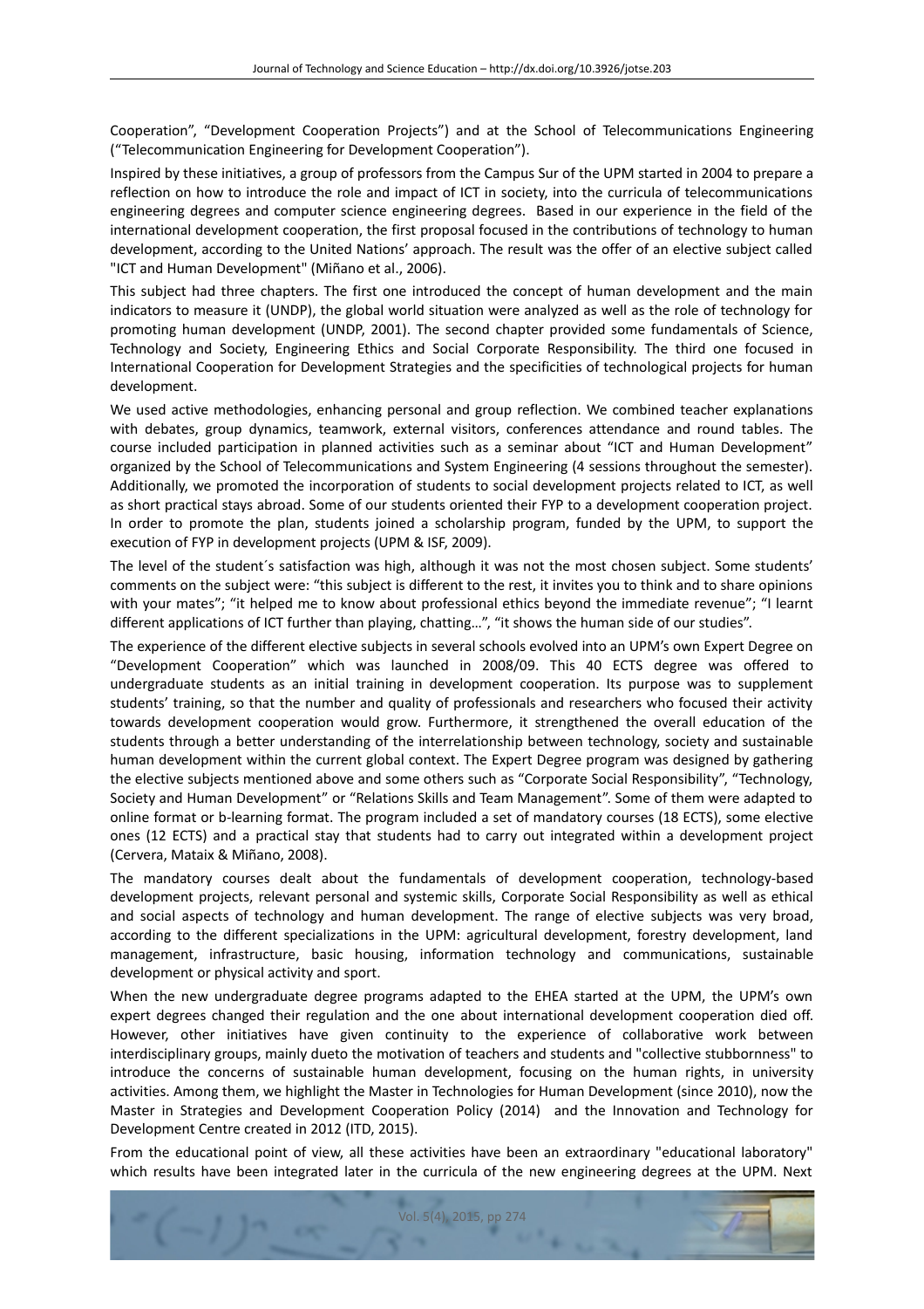Cooperation", "Development Cooperation Projects") and at the School of Telecommunications Engineering ("Telecommunication Engineering for Development Cooperation").

Inspired by these initiatives, a group of professors from the Campus Sur of the UPM started in 2004 to prepare a reflection on how to introduce the role and impact of ICT in society, into the curricula of telecommunications engineering degrees and computer science engineering degrees. Based in our experience in the field of the international development cooperation, the first proposal focused in the contributions of technology to human development, according to the United Nations' approach. The result was the offer of an elective subject called "ICT and Human Development" (Miñano et al., 2006).

This subject had three chapters. The first one introduced the concept of human development and the main indicators to measure it (UNDP), the global world situation were analyzed as well as the role of technology for promoting human development (UNDP, 2001). The second chapter provided some fundamentals of Science, Technology and Society, Engineering Ethics and Social Corporate Responsibility. The third one focused in International Cooperation for Development Strategies and the specificities of technological projects for human development.

We used active methodologies, enhancing personal and group reflection. We combined teacher explanations with debates, group dynamics, teamwork, external visitors, conferences attendance and round tables. The course included participation in planned activities such as a seminar about "ICT and Human Development" organized by the School of Telecommunications and System Engineering (4 sessions throughout the semester). Additionally, we promoted the incorporation of students to social development projects related to ICT, as well as short practical stays abroad. Some of our students oriented their FYP to a development cooperation project. In order to promote the plan, students joined a scholarship program, funded by the UPM, to support the execution of FYP in development projects (UPM & ISF, 2009).

The level of the student´s satisfaction was high, although it was not the most chosen subject. Some students' comments on the subject were: "this subject is different to the rest, it invites you to think and to share opinions with your mates"; "it helped me to know about professional ethics beyond the immediate revenue"; "I learnt different applications of ICT further than playing, chatting…", "it shows the human side of our studies".

The experience of the different elective subjects in several schools evolved into an UPM's own Expert Degree on "Development Cooperation" which was launched in 2008/09. This 40 ECTS degree was offered to undergraduate students as an initial training in development cooperation. Its purpose was to supplement students' training, so that the number and quality of professionals and researchers who focused their activity towards development cooperation would grow. Furthermore, it strengthened the overall education of the students through a better understanding of the interrelationship between technology, society and sustainable human development within the current global context. The Expert Degree program was designed by gathering the elective subjects mentioned above and some others such as "Corporate Social Responsibility", "Technology, Society and Human Development" or "Relations Skills and Team Management". Some of them were adapted to online format or b-learning format. The program included a set of mandatory courses (18 ECTS), some elective ones (12 ECTS) and a practical stay that students had to carry out integrated within a development project (Cervera, Mataix & Miñano, 2008).

The mandatory courses dealt about the fundamentals of development cooperation, technology-based development projects, relevant personal and systemic skills, Corporate Social Responsibility as well as ethical and social aspects of technology and human development. The range of elective subjects was very broad, according to the different specializations in the UPM: agricultural development, forestry development, land management, infrastructure, basic housing, information technology and communications, sustainable development or physical activity and sport.

When the new undergraduate degree programs adapted to the EHEA started at the UPM, the UPM's own expert degrees changed their regulation and the one about international development cooperation died off. However, other initiatives have given continuity to the experience of collaborative work between interdisciplinary groups, mainly dueto the motivation of teachers and students and "collective stubbornness" to introduce the concerns of sustainable human development, focusing on the human rights, in university activities. Among them, we highlight the Master in Technologies for Human Development (since 2010), now the Master in Strategies and Development Cooperation Policy (2014) and the Innovation and Technology for Development Centre created in 2012 (ITD, 2015).

From the educational point of view, all these activities have been an extraordinary "educational laboratory" which results have been integrated later in the curricula of the new engineering degrees at the UPM. Next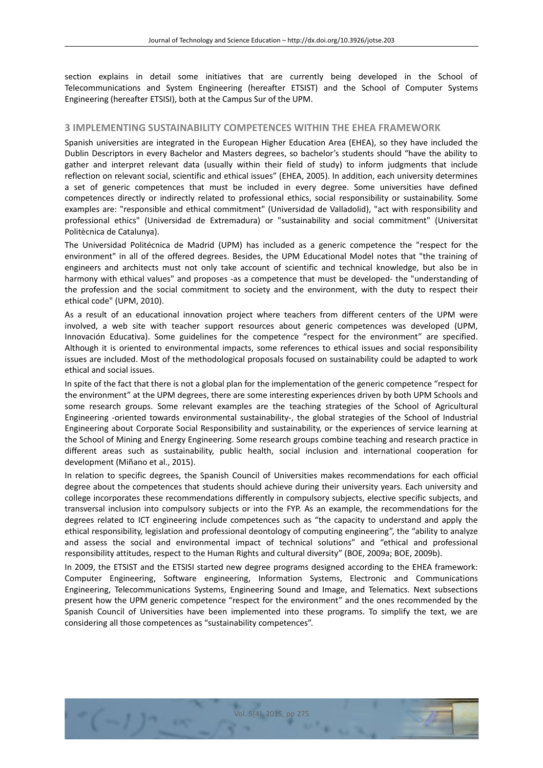section explains in detail some initiatives that are currently being developed in the School of Telecommunications and System Engineering (hereafter ETSIST) and the School of Computer Systems Engineering (hereafter ETSISI), both at the Campus Sur of the UPM.

## 3 IMPLEMENTING SUSTAINABILITY COMPETENCES WITHIN THE EHEA FRAMEWORK

Spanish universities are integrated in the European Higher Education Area (EHEA), so they have included the Dublin Descriptors in every Bachelor and Masters degrees, so bachelor's students should "have the ability to gather and interpret relevant data (usually within their field of study) to inform judgments that include reflection on relevant social, scientific and ethical issues" (EHEA, 2005). In addition, each university determines a set of generic competences that must be included in every degree. Some universities have defined competences directly or indirectly related to professional ethics, social responsibility or sustainability. Some examples are: "responsible and ethical commitment" (Universidad de Valladolid), "act with responsibility and professional ethics" (Universidad de Extremadura) or "sustainability and social commitment" (Universitat Politècnica de Catalunya).

The Universidad Politécnica de Madrid (UPM) has included as a generic competence the "respect for the environment" in all of the offered degrees. Besides, the UPM Educational Model notes that "the training of engineers and architects must not only take account of scientific and technical knowledge, but also be in harmony with ethical values" and proposes -as a competence that must be developed- the "understanding of the profession and the social commitment to society and the environment, with the duty to respect their ethical code" (UPM, 2010).

As a result of an educational innovation project where teachers from different centers of the UPM were involved, a web site with teacher support resources about generic competences was developed (UPM, Innovación Educativa). Some guidelines for the competence "respect for the environment" are specified. Although it is oriented to environmental impacts, some references to ethical issues and social responsibility issues are included. Most of the methodological proposals focused on sustainability could be adapted to work ethical and social issues.

In spite of the fact that there is not a global plan for the implementation of the generic competence "respect for the environment" at the UPM degrees, there are some interesting experiences driven by both UPM Schools and some research groups. Some relevant examples are the teaching strategies of the School of Agricultural Engineering -oriented towards environmental sustainability-, the global strategies of the School of Industrial Engineering about Corporate Social Responsibility and sustainability, or the experiences of service learning at the School of Mining and Energy Engineering. Some research groups combine teaching and research practice in different areas such as sustainability, public health, social inclusion and international cooperation for development (Miñano et al., 2015).

In relation to specific degrees, the Spanish Council of Universities makes recommendations for each official degree about the competences that students should achieve during their university years. Each university and college incorporates these recommendations differently in compulsory subjects, elective specific subjects, and transversal inclusion into compulsory subjects or into the FYP. As an example, the recommendations for the degrees related to ICT engineering include competences such as "the capacity to understand and apply the ethical responsibility, legislation and professional deontology of computing engineering", the "ability to analyze and assess the social and environmental impact of technical solutions" and "ethical and professional responsibility attitudes, respect to the Human Rights and cultural diversity" (BOE, 2009a; BOE, 2009b).

In 2009, the ETSIST and the ETSISI started new degree programs designed according to the EHEA framework: Computer Engineering, Software engineering, Information Systems, Electronic and Communications Engineering, Telecommunications Systems, Engineering Sound and Image, and Telematics. Next subsections present how the UPM generic competence "respect for the environment" and the ones recommended by the Spanish Council of Universities have been implemented into these programs. To simplify the text, we are considering all those competences as "sustainability competences".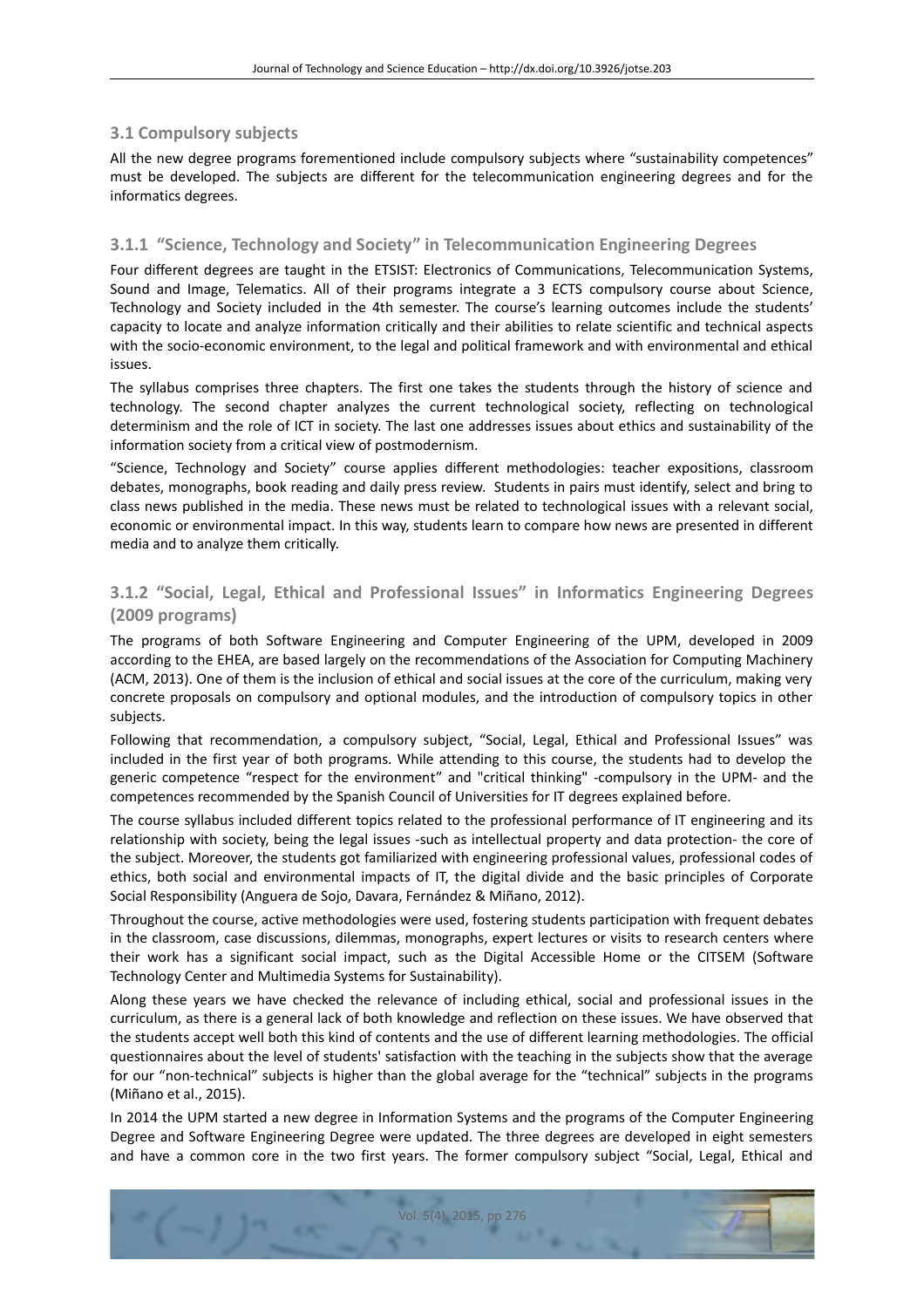### 3.1 Compulsory subjects

All the new degree programs forementioned include compulsory subjects where "sustainability competences" must be developed. The subjects are different for the telecommunication engineering degrees and for the informatics degrees.

### 3.1.1 "Science, Technology and Society" in Telecommunication Engineering Degrees

Four different degrees are taught in the ETSIST: Electronics of Communications, Telecommunication Systems, Sound and Image, Telematics. All of their programs integrate a 3 ECTS compulsory course about Science, Technology and Society included in the 4th semester. The course's learning outcomes include the students' capacity to locate and analyze information critically and their abilities to relate scientific and technical aspects with the socio-economic environment, to the legal and political framework and with environmental and ethical issues.

The syllabus comprises three chapters. The first one takes the students through the history of science and technology. The second chapter analyzes the current technological society, reflecting on technological determinism and the role of ICT in society. The last one addresses issues about ethics and sustainability of the information society from a critical view of postmodernism.

"Science, Technology and Society" course applies different methodologies: teacher expositions, classroom debates, monographs, book reading and daily press review. Students in pairs must identify, select and bring to class news published in the media. These news must be related to technological issues with a relevant social, economic or environmental impact. In this way, students learn to compare how news are presented in different media and to analyze them critically.

### 3.1.2 "Social, Legal, Ethical and Professional Issues" in Informatics Engineering Degrees (2009 programs)

The programs of both Software Engineering and Computer Engineering of the UPM, developed in 2009 according to the EHEA, are based largely on the recommendations of the Association for Computing Machinery (ACM, 2013). One of them is the inclusion of ethical and social issues at the core of the curriculum, making very concrete proposals on compulsory and optional modules, and the introduction of compulsory topics in other subjects.

Following that recommendation, a compulsory subject, "Social, Legal, Ethical and Professional Issues" was included in the first year of both programs. While attending to this course, the students had to develop the generic competence "respect for the environment" and "critical thinking" -compulsory in the UPM- and the competences recommended by the Spanish Council of Universities for IT degrees explained before.

The course syllabus included different topics related to the professional performance of IT engineering and its relationship with society, being the legal issues -such as intellectual property and data protection- the core of the subject. Moreover, the students got familiarized with engineering professional values, professional codes of ethics, both social and environmental impacts of IT, the digital divide and the basic principles of Corporate Social Responsibility (Anguera de Sojo, Davara, Fernández & Miñano, 2012).

Throughout the course, active methodologies were used, fostering students participation with frequent debates in the classroom, case discussions, dilemmas, monographs, expert lectures or visits to research centers where their work has a significant social impact, such as the Digital Accessible Home or the CITSEM (Software Technology Center and Multimedia Systems for Sustainability).

Along these years we have checked the relevance of including ethical, social and professional issues in the curriculum, as there is a general lack of both knowledge and reflection on these issues. We have observed that the students accept well both this kind of contents and the use of different learning methodologies. The official questionnaires about the level of students' satisfaction with the teaching in the subjects show that the average for our "non-technical" subjects is higher than the global average for the "technical" subjects in the programs (Miñano et al., 2015).

In 2014 the UPM started a new degree in Information Systems and the programs of the Computer Engineering Degree and Software Engineering Degree were updated. The three degrees are developed in eight semesters and have a common core in the two first years. The former compulsory subject "Social, Legal, Ethical and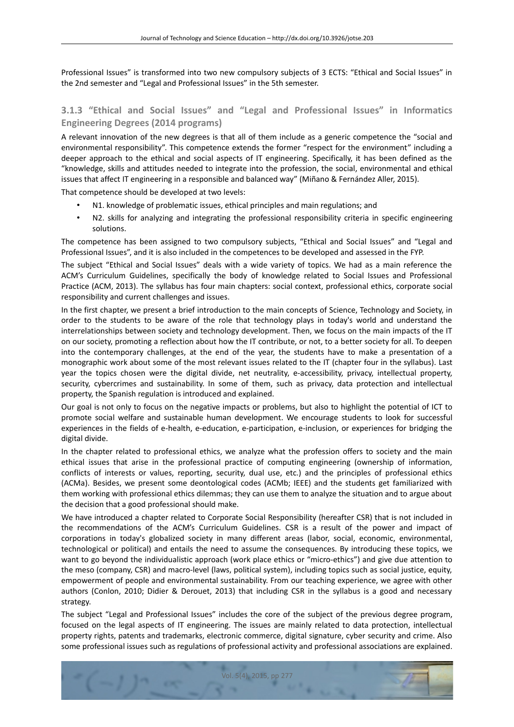Professional Issues" is transformed into two new compulsory subjects of 3 ECTS: "Ethical and Social Issues" in the 2nd semester and "Legal and Professional Issues" in the 5th semester.

### 3.1.3 "Ethical and Social Issues" and "Legal and Professional Issues" in Informatics Engineering Degrees (2014 programs)

A relevant innovation of the new degrees is that all of them include as a generic competence the "social and environmental responsibility". This competence extends the former "respect for the environment" including a deeper approach to the ethical and social aspects of IT engineering. Specifically, it has been defined as the "knowledge, skills and attitudes needed to integrate into the profession, the social, environmental and ethical issues that affect IT engineering in a responsible and balanced way" (Miñano & Fernández Aller, 2015).

That competence should be developed at two levels:

- N1. knowledge of problematic issues, ethical principles and main regulations; and
- N2. skills for analyzing and integrating the professional responsibility criteria in specific engineering solutions.

The competence has been assigned to two compulsory subjects, "Ethical and Social Issues" and "Legal and Professional Issues", and it is also included in the competences to be developed and assessed in the FYP.

The subject "Ethical and Social Issues" deals with a wide variety of topics. We had as a main reference the ACM's Curriculum Guidelines, specifically the body of knowledge related to Social Issues and Professional Practice (ACM, 2013). The syllabus has four main chapters: social context, professional ethics, corporate social responsibility and current challenges and issues.

In the first chapter, we present a brief introduction to the main concepts of Science, Technology and Society, in order to the students to be aware of the role that technology plays in today's world and understand the interrelationships between society and technology development. Then, we focus on the main impacts of the IT on our society, promoting a reflection about how the IT contribute, or not, to a better society for all. To deepen into the contemporary challenges, at the end of the year, the students have to make a presentation of a monographic work about some of the most relevant issues related to the IT (chapter four in the syllabus). Last year the topics chosen were the digital divide, net neutrality, e-accessibility, privacy, intellectual property, security, cybercrimes and sustainability. In some of them, such as privacy, data protection and intellectual property, the Spanish regulation is introduced and explained.

Our goal is not only to focus on the negative impacts or problems, but also to highlight the potential of ICT to promote social welfare and sustainable human development. We encourage students to look for successful experiences in the fields of e-health, e-education, e-participation, e-inclusion, or experiences for bridging the digital divide.

In the chapter related to professional ethics, we analyze what the profession offers to society and the main ethical issues that arise in the professional practice of computing engineering (ownership of information, conflicts of interests or values, reporting, security, dual use, etc.) and the principles of professional ethics (ACMa). Besides, we present some deontological codes (ACMb; IEEE) and the students get familiarized with them working with professional ethics dilemmas; they can use them to analyze the situation and to argue about the decision that a good professional should make.

We have introduced a chapter related to Corporate Social Responsibility (hereafter CSR) that is not included in the recommendations of the ACM's Curriculum Guidelines. CSR is a result of the power and impact of corporations in today's globalized society in many different areas (labor, social, economic, environmental, technological or political) and entails the need to assume the consequences. By introducing these topics, we want to go beyond the individualistic approach (work place ethics or "micro-ethics") and give due attention to the meso (company, CSR) and macro-level (laws, political system), including topics such as social justice, equity, empowerment of people and environmental sustainability. From our teaching experience, we agree with other authors (Conlon, 2010; Didier & Derouet, 2013) that including CSR in the syllabus is a good and necessary strategy.

The subject "Legal and Professional Issues" includes the core of the subject of the previous degree program, focused on the legal aspects of IT engineering. The issues are mainly related to data protection, intellectual property rights, patents and trademarks, electronic commerce, digital signature, cyber security and crime. Also some professional issues such as regulations of professional activity and professional associations are explained.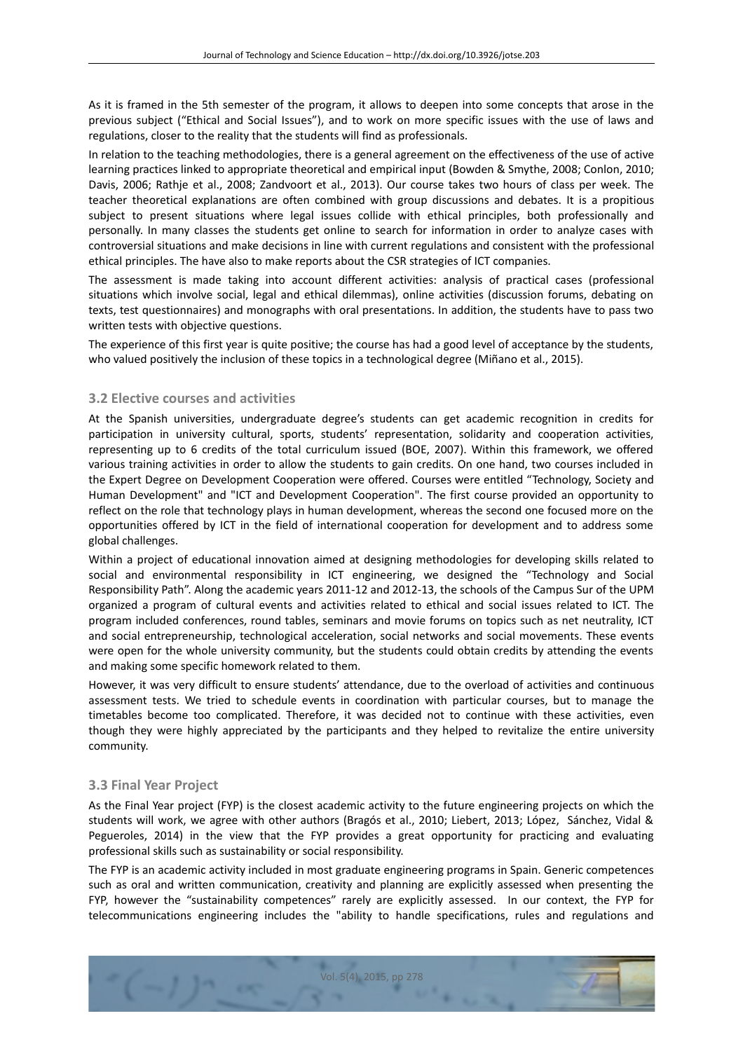As it is framed in the 5th semester of the program, it allows to deepen into some concepts that arose in the previous subject ("Ethical and Social Issues"), and to work on more specific issues with the use of laws and regulations, closer to the reality that the students will find as professionals.

In relation to the teaching methodologies, there is a general agreement on the effectiveness of the use of active learning practices linked to appropriate theoretical and empirical input (Bowden & Smythe, 2008; Conlon, 2010; Davis, 2006; Rathje et al., 2008; Zandvoort et al., 2013). Our course takes two hours of class per week. The teacher theoretical explanations are often combined with group discussions and debates. It is a propitious subject to present situations where legal issues collide with ethical principles, both professionally and personally. In many classes the students get online to search for information in order to analyze cases with controversial situations and make decisions in line with current regulations and consistent with the professional ethical principles. The have also to make reports about the CSR strategies of ICT companies.

The assessment is made taking into account different activities: analysis of practical cases (professional situations which involve social, legal and ethical dilemmas), online activities (discussion forums, debating on texts, test questionnaires) and monographs with oral presentations. In addition, the students have to pass two written tests with objective questions.

The experience of this first year is quite positive; the course has had a good level of acceptance by the students, who valued positively the inclusion of these topics in a technological degree (Miñano et al., 2015).

### 3.2 Elective courses and activities

At the Spanish universities, undergraduate degree's students can get academic recognition in credits for participation in university cultural, sports, students' representation, solidarity and cooperation activities, representing up to 6 credits of the total curriculum issued (BOE, 2007). Within this framework, we offered various training activities in order to allow the students to gain credits. On one hand, two courses included in the Expert Degree on Development Cooperation were offered. Courses were entitled "Technology, Society and Human Development" and "ICT and Development Cooperation". The first course provided an opportunity to reflect on the role that technology plays in human development, whereas the second one focused more on the opportunities offered by ICT in the field of international cooperation for development and to address some global challenges.

Within a project of educational innovation aimed at designing methodologies for developing skills related to social and environmental responsibility in ICT engineering, we designed the "Technology and Social Responsibility Path". Along the academic years 2011-12 and 2012-13, the schools of the Campus Sur of the UPM organized a program of cultural events and activities related to ethical and social issues related to ICT. The program included conferences, round tables, seminars and movie forums on topics such as net neutrality, ICT and social entrepreneurship, technological acceleration, social networks and social movements. These events were open for the whole university community, but the students could obtain credits by attending the events and making some specific homework related to them.

However, it was very difficult to ensure students' attendance, due to the overload of activities and continuous assessment tests. We tried to schedule events in coordination with particular courses, but to manage the timetables become too complicated. Therefore, it was decided not to continue with these activities, even though they were highly appreciated by the participants and they helped to revitalize the entire university community.

### 3.3 Final Year Project

As the Final Year project (FYP) is the closest academic activity to the future engineering projects on which the students will work, we agree with other authors (Bragós et al., 2010; Liebert, 2013; López, Sánchez, Vidal & Pegueroles, 2014) in the view that the FYP provides a great opportunity for practicing and evaluating professional skills such as sustainability or social responsibility.

The FYP is an academic activity included in most graduate engineering programs in Spain. Generic competences such as oral and written communication, creativity and planning are explicitly assessed when presenting the FYP, however the "sustainability competences" rarely are explicitly assessed. In our context, the FYP for telecommunications engineering includes the "ability to handle specifications, rules and regulations and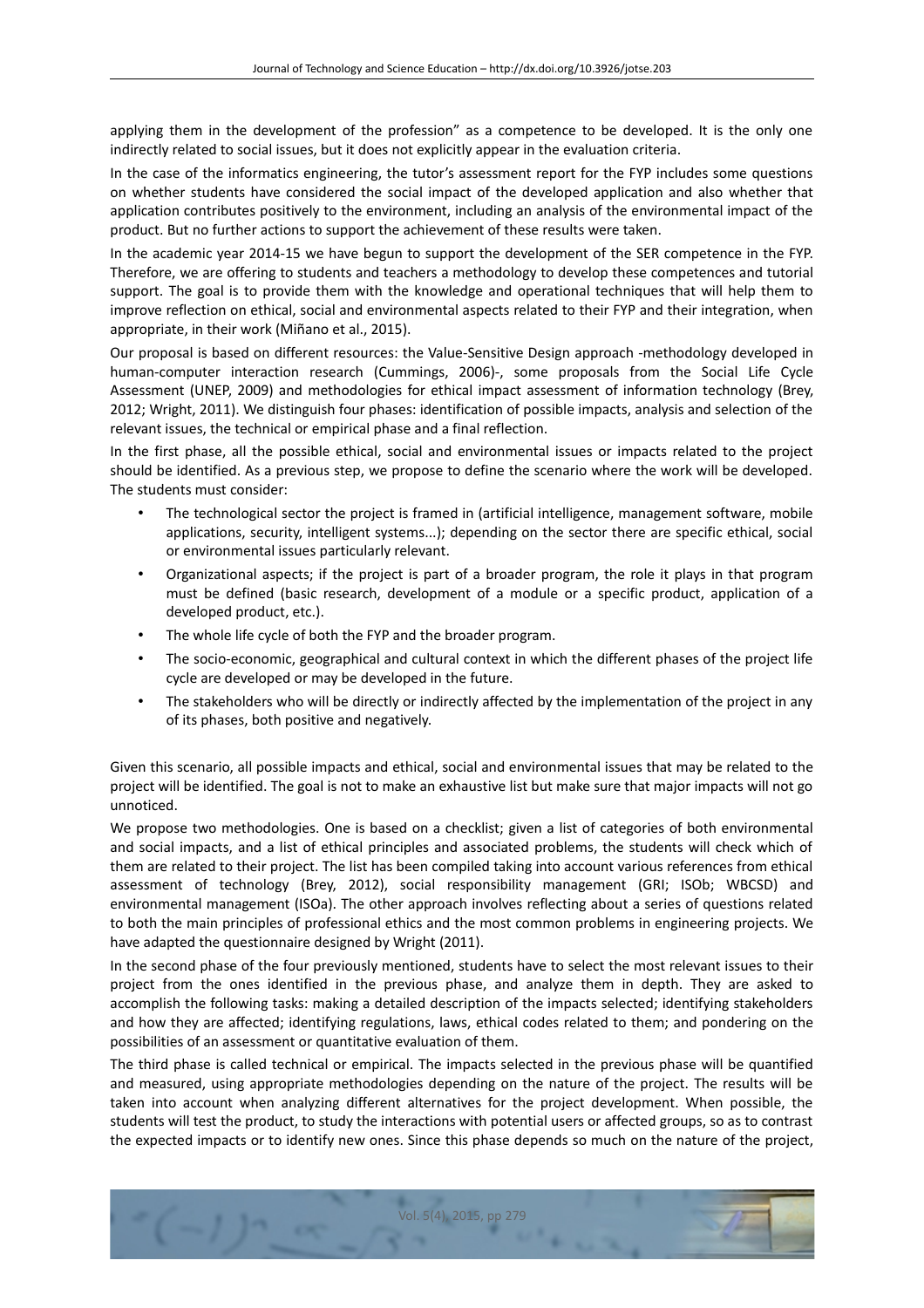applying them in the development of the profession" as a competence to be developed. It is the only one indirectly related to social issues, but it does not explicitly appear in the evaluation criteria.

In the case of the informatics engineering, the tutor's assessment report for the FYP includes some questions on whether students have considered the social impact of the developed application and also whether that application contributes positively to the environment, including an analysis of the environmental impact of the product. But no further actions to support the achievement of these results were taken.

In the academic year 2014-15 we have begun to support the development of the SER competence in the FYP. Therefore, we are offering to students and teachers a methodology to develop these competences and tutorial support. The goal is to provide them with the knowledge and operational techniques that will help them to improve reflection on ethical, social and environmental aspects related to their FYP and their integration, when appropriate, in their work (Miñano et al., 2015).

Our proposal is based on different resources: the Value-Sensitive Design approach -methodology developed in human-computer interaction research (Cummings, 2006)-, some proposals from the Social Life Cycle Assessment (UNEP, 2009) and methodologies for ethical impact assessment of information technology (Brey, 2012; Wright, 2011). We distinguish four phases: identification of possible impacts, analysis and selection of the relevant issues, the technical or empirical phase and a final reflection.

In the first phase, all the possible ethical, social and environmental issues or impacts related to the project should be identified. As a previous step, we propose to define the scenario where the work will be developed. The students must consider:

- The technological sector the project is framed in (artificial intelligence, management software, mobile applications, security, intelligent systems...); depending on the sector there are specific ethical, social or environmental issues particularly relevant.
- Organizational aspects; if the project is part of a broader program, the role it plays in that program must be defined (basic research, development of a module or a specific product, application of a developed product, etc.).
- The whole life cycle of both the FYP and the broader program.
- The socio-economic, geographical and cultural context in which the different phases of the project life cycle are developed or may be developed in the future.
- The stakeholders who will be directly or indirectly affected by the implementation of the project in any of its phases, both positive and negatively.

Given this scenario, all possible impacts and ethical, social and environmental issues that may be related to the project will be identified. The goal is not to make an exhaustive list but make sure that major impacts will not go unnoticed.

We propose two methodologies. One is based on a checklist; given a list of categories of both environmental and social impacts, and a list of ethical principles and associated problems, the students will check which of them are related to their project. The list has been compiled taking into account various references from ethical assessment of technology (Brey, 2012), social responsibility management (GRI; ISOb; WBCSD) and environmental management (ISOa). The other approach involves reflecting about a series of questions related to both the main principles of professional ethics and the most common problems in engineering projects. We have adapted the questionnaire designed by Wright (2011).

In the second phase of the four previously mentioned, students have to select the most relevant issues to their project from the ones identified in the previous phase, and analyze them in depth. They are asked to accomplish the following tasks: making a detailed description of the impacts selected; identifying stakeholders and how they are affected; identifying regulations, laws, ethical codes related to them; and pondering on the possibilities of an assessment or quantitative evaluation of them.

The third phase is called technical or empirical. The impacts selected in the previous phase will be quantified and measured, using appropriate methodologies depending on the nature of the project. The results will be taken into account when analyzing different alternatives for the project development. When possible, the students will test the product, to study the interactions with potential users or affected groups, so as to contrast the expected impacts or to identify new ones. Since this phase depends so much on the nature of the project,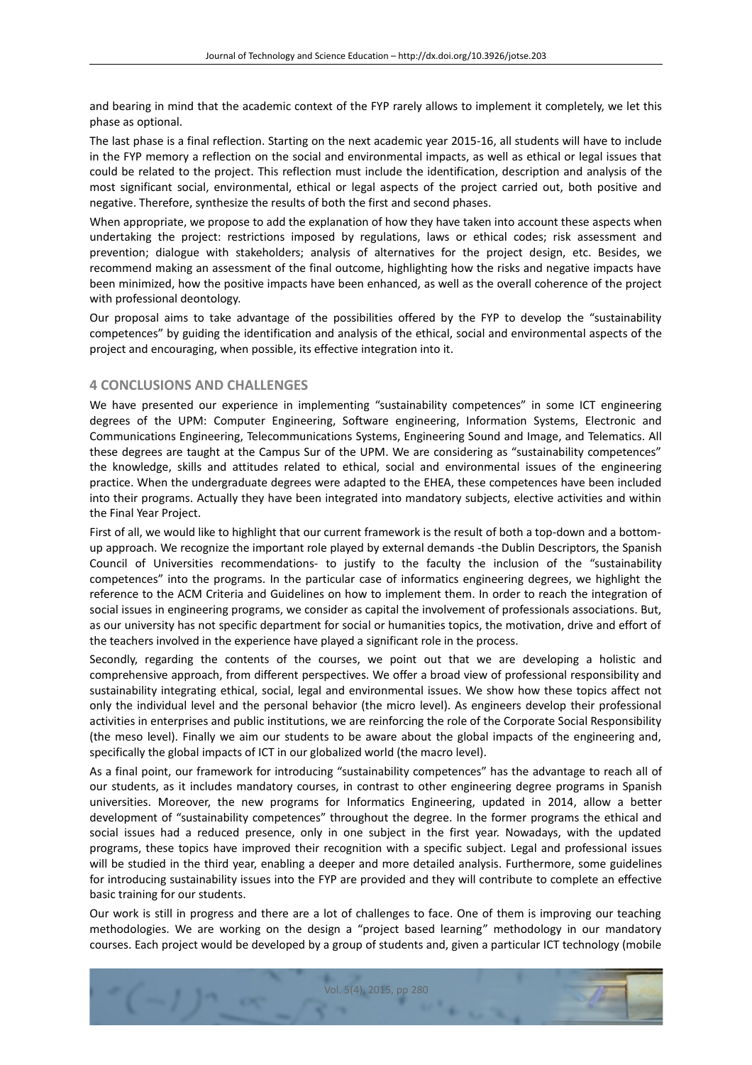and bearing in mind that the academic context of the FYP rarely allows to implement it completely, we let this phase as optional.

The last phase is a final reflection. Starting on the next academic year 2015-16, all students will have to include in the FYP memory a reflection on the social and environmental impacts, as well as ethical or legal issues that could be related to the project. This reflection must include the identification, description and analysis of the most significant social, environmental, ethical or legal aspects of the project carried out, both positive and negative. Therefore, synthesize the results of both the first and second phases.

When appropriate, we propose to add the explanation of how they have taken into account these aspects when undertaking the project: restrictions imposed by regulations, laws or ethical codes; risk assessment and prevention; dialogue with stakeholders; analysis of alternatives for the project design, etc. Besides, we recommend making an assessment of the final outcome, highlighting how the risks and negative impacts have been minimized, how the positive impacts have been enhanced, as well as the overall coherence of the project with professional deontology.

Our proposal aims to take advantage of the possibilities offered by the FYP to develop the "sustainability competences" by guiding the identification and analysis of the ethical, social and environmental aspects of the project and encouraging, when possible, its effective integration into it.

## 4 CONCLUSIONS AND CHALLENGES

We have presented our experience in implementing "sustainability competences" in some ICT engineering degrees of the UPM: Computer Engineering, Software engineering, Information Systems, Electronic and Communications Engineering, Telecommunications Systems, Engineering Sound and Image, and Telematics. All these degrees are taught at the Campus Sur of the UPM. We are considering as "sustainability competences" the knowledge, skills and attitudes related to ethical, social and environmental issues of the engineering practice. When the undergraduate degrees were adapted to the EHEA, these competences have been included into their programs. Actually they have been integrated into mandatory subjects, elective activities and within the Final Year Project.

First of all, we would like to highlight that our current framework is the result of both a top-down and a bottom-up approach. We recognize the important role played by external demands -the Dublin Descriptors, the Spanish Council of Universities recommendations- to justify to the faculty the inclusion of the "sustainability competences" into the programs. In the particular case of informatics engineering degrees, we highlight the reference to the ACM Criteria and Guidelines on how to implement them. In order to reach the integration of social issues in engineering programs, we consider as capital the involvement of professionals associations. But, as our university has not specific department for social or humanities topics, the motivation, drive and effort of the teachers involved in the experience have played a significant role in the process.

Secondly, regarding the contents of the courses, we point out that we are developing a holistic and comprehensive approach, from different perspectives. We offer a broad view of professional responsibility and sustainability integrating ethical, social, legal and environmental issues. We show how these topics affect not only the individual level and the personal behavior (the micro level). As engineers develop their professional activities in enterprises and public institutions, we are reinforcing the role of the Corporate Social Responsibility (the meso level). Finally we aim our students to be aware about the global impacts of the engineering and, specifically the global impacts of ICT in our globalized world (the macro level).

As a final point, our framework for introducing "sustainability competences" has the advantage to reach all of our students, as it includes mandatory courses, in contrast to other engineering degree programs in Spanish universities. Moreover, the new programs for Informatics Engineering, updated in 2014, allow a better development of "sustainability competences" throughout the degree. In the former programs the ethical and social issues had a reduced presence, only in one subject in the first year. Nowadays, with the updated programs, these topics have improved their recognition with a specific subject. Legal and professional issues will be studied in the third year, enabling a deeper and more detailed analysis. Furthermore, some guidelines for introducing sustainability issues into the FYP are provided and they will contribute to complete an effective basic training for our students.

Our work is still in progress and there are a lot of challenges to face. One of them is improving our teaching methodologies. We are working on the design a "project based learning" methodology in our mandatory courses. Each project would be developed by a group of students and, given a particular ICT technology (mobile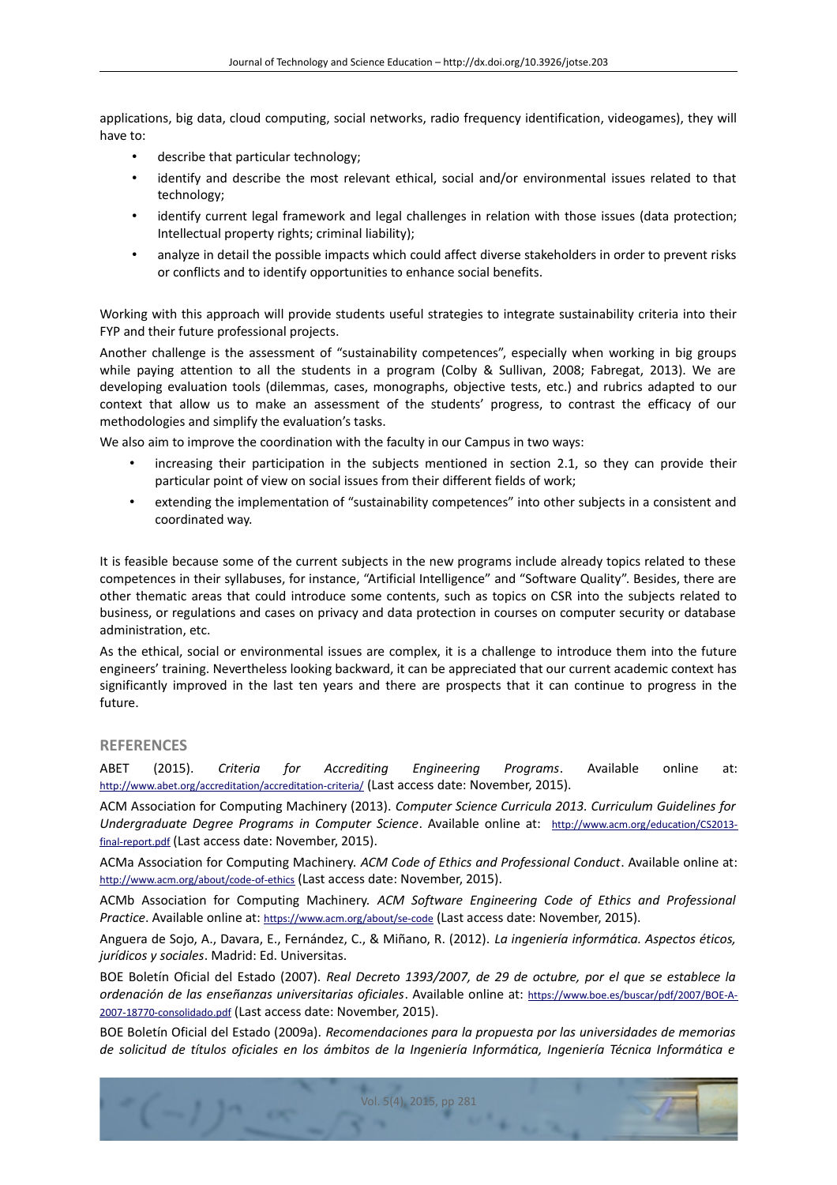applications, big data, cloud computing, social networks, radio frequency identification, videogames), they will have to:

- describe that particular technology;
- identify and describe the most relevant ethical, social and/or environmental issues related to that technology;
- identify current legal framework and legal challenges in relation with those issues (data protection; Intellectual property rights; criminal liability);
- analyze in detail the possible impacts which could affect diverse stakeholders in order to prevent risks or conflicts and to identify opportunities to enhance social benefits.

Working with this approach will provide students useful strategies to integrate sustainability criteria into their FYP and their future professional projects.

Another challenge is the assessment of "sustainability competences", especially when working in big groups while paying attention to all the students in a program (Colby & Sullivan, 2008; Fabregat, 2013). We are developing evaluation tools (dilemmas, cases, monographs, objective tests, etc.) and rubrics adapted to our context that allow us to make an assessment of the students' progress, to contrast the efficacy of our methodologies and simplify the evaluation's tasks.

We also aim to improve the coordination with the faculty in our Campus in two ways:

- increasing their participation in the subjects mentioned in section 2.1, so they can provide their particular point of view on social issues from their different fields of work;
- extending the implementation of "sustainability competences" into other subjects in a consistent and coordinated way.

It is feasible because some of the current subjects in the new programs include already topics related to these competences in their syllabuses, for instance, "Artificial Intelligence" and "Software Quality". Besides, there are other thematic areas that could introduce some contents, such as topics on CSR into the subjects related to business, or regulations and cases on privacy and data protection in courses on computer security or database administration, etc.

As the ethical, social or environmental issues are complex, it is a challenge to introduce them into the future engineers' training. Nevertheless looking backward, it can be appreciated that our current academic context has significantly improved in the last ten years and there are prospects that it can continue to progress in the future.

## REFERENCES

ABET (2015). *Criteria for Accrediting Engineering Programs*. Available online at: http://www.abet.org/accreditation/accreditation-criteria/ (Last access date: November, 2015).

ACM Association for Computing Machinery (2013). *Computer Science Curricula 2013. Curriculum Guidelines for Undergraduate Degree Programs in Computer Science*. Available online at: http://www.acm.org/education/CS2013-final-report.pdf (Last access date: November, 2015).

ACMa Association for Computing Machinery. *ACM Code of Ethics and Professional Conduct*. Available online at: http://www.acm.org/about/code-of-ethics (Last access date: November, 2015).

ACMb Association for Computing Machinery. *ACM Software Engineering Code of Ethics and Professional Practice*. Available online at: https://www.acm.org/about/se-code (Last access date: November, 2015).

Anguera de Sojo, A., Davara, E., Fernández, C., & Miñano, R. (2012). *La ingeniería informática. Aspectos éticos, jurídicos y sociales*. Madrid: Ed. Universitas.

BOE Boletín Oficial del Estado (2007). *Real Decreto 1393/2007, de 29 de octubre, por el que se establece la ordenación de las enseñanzas universitarias oficiales*. Available online at: https://www.boe.es/buscar/pdf/2007/BOE-A-2007-18770-consolidado.pdf (Last access date: November, 2015).

BOE Boletín Oficial del Estado (2009a). *Recomendaciones para la propuesta por las universidades de memorias de solicitud de títulos oficiales en los ámbitos de la Ingeniería Informática, Ingeniería Técnica Informática e*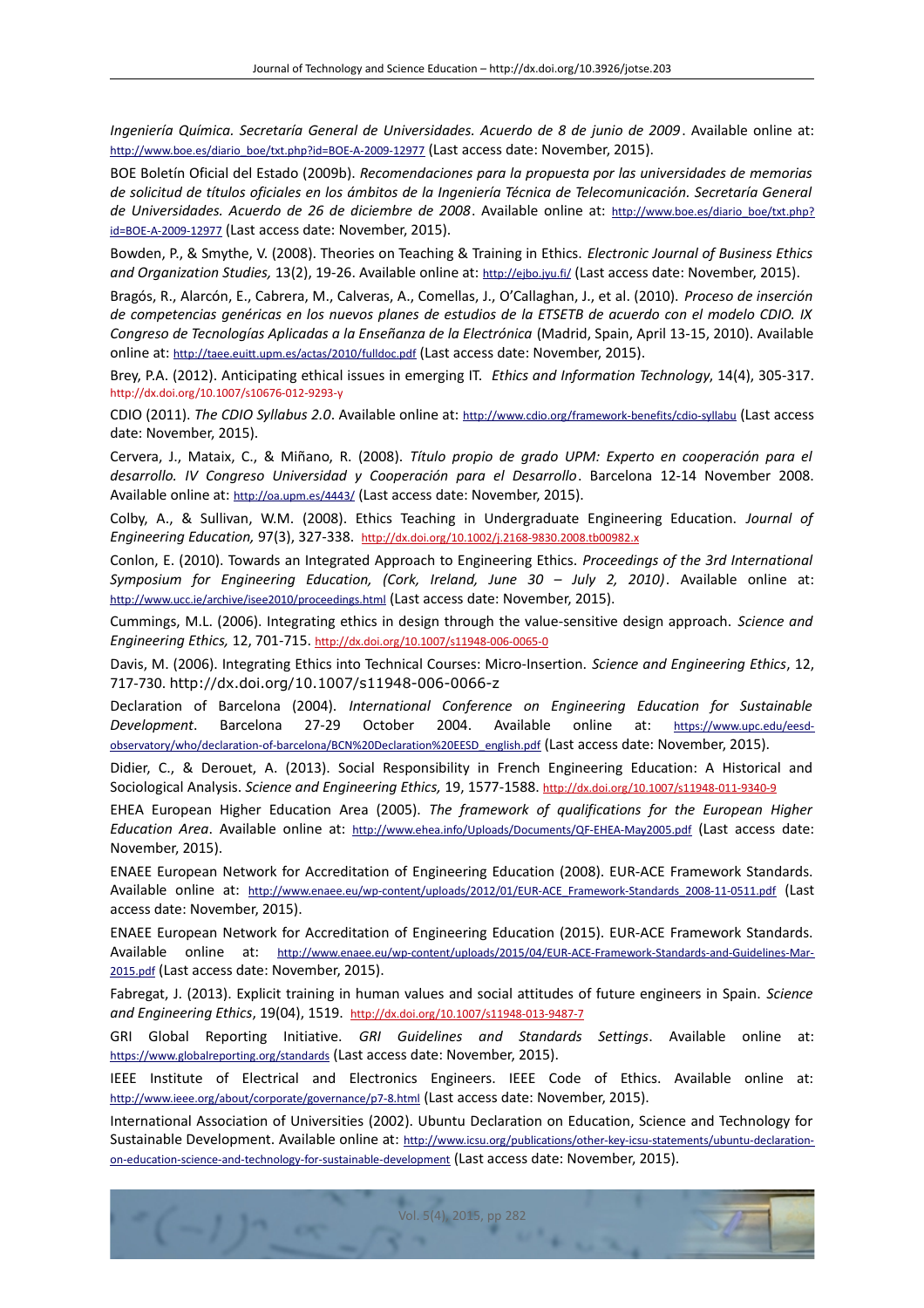*Ingeniería Química. Secretaría General de Universidades. Acuerdo de 8 de junio de 2009*. Available online at: http://www.boe.es/diario_boe/txt.php?id=BOE-A-2009-12977 (Last access date: November, 2015).

BOE Boletín Oficial del Estado (2009b). *Recomendaciones para la propuesta por las universidades de memorias de solicitud de títulos oficiales en los ámbitos de la Ingeniería Técnica de Telecomunicación. Secretaría General de Universidades. Acuerdo de 26 de diciembre de 2008*. Available online at: http://www.boe.es/diario_boe/txt.php?id=BOE-A-2009-12977 (Last access date: November, 2015).

Bowden, P., & Smythe, V. (2008). Theories on Teaching & Training in Ethics. *Electronic Journal of Business Ethics and Organization Studies,* 13(2), 19-26. Available online at: http://ejbo.jyu.fi/ (Last access date: November, 2015).

Bragós, R., Alarcón, E., Cabrera, M., Calveras, A., Comellas, J., O'Callaghan, J., et al. (2010). *Proceso de inserción de competencias genéricas en los nuevos planes de estudios de la ETSETB de acuerdo con el modelo CDIO. IX Congreso de Tecnologías Aplicadas a la Enseñanza de la Electrónica* (Madrid, Spain, April 13-15, 2010). Available online at: http://taee.euitt.upm.es/actas/2010/fulldoc.pdf (Last access date: November, 2015).

Brey, P.A. (2012). Anticipating ethical issues in emerging IT. *Ethics and Information Technology*, 14(4), 305-317. http://dx.doi.org/10.1007/s10676-012-9293-y

CDIO (2011). *The CDIO Syllabus 2.0*. Available online at: http://www.cdio.org/framework-benefits/cdio-syllabu (Last access date: November, 2015).

Cervera, J., Mataix, C., & Miñano, R. (2008). *Título propio de grado UPM: Experto en cooperación para el desarrollo. IV Congreso Universidad y Cooperación para el Desarrollo*. Barcelona 12-14 November 2008. Available online at: http://oa.upm.es/4443/ (Last access date: November, 2015).

Colby, A., & Sullivan, W.M. (2008). Ethics Teaching in Undergraduate Engineering Education. *Journal of Engineering Education,* 97(3), 327-338. http://dx.doi.org/10.1002/j.2168-9830.2008.tb00982.x

Conlon, E. (2010). Towards an Integrated Approach to Engineering Ethics. *Proceedings of the 3rd International Symposium for Engineering Education, (Cork, Ireland, June 30 – July 2, 2010)*. Available online at: http://www.ucc.ie/archive/isee2010/proceedings.html (Last access date: November, 2015).

Cummings, M.L. (2006). Integrating ethics in design through the value-sensitive design approach. *Science and Engineering Ethics,* 12, 701-715. http://dx.doi.org/10.1007/s11948-006-0065-0

Davis, M. (2006). Integrating Ethics into Technical Courses: Micro-Insertion. *Science and Engineering Ethics*, 12, 717-730. http://dx.doi.org/10.1007/s11948-006-0066-z

Declaration of Barcelona (2004). *International Conference on Engineering Education for Sustainable Development*. Barcelona 27-29 October 2004. Available online at: https://www.upc.edu/eesd-observatory/who/declaration-of-barcelona/BCN%20Declaration%20EESD_english.pdf (Last access date: November, 2015).

Didier, C., & Derouet, A. (2013). Social Responsibility in French Engineering Education: A Historical and Sociological Analysis. *Science and Engineering Ethics,* 19, 1577-1588. http://dx.doi.org/10.1007/s11948-011-9340-9

EHEA European Higher Education Area (2005). *The framework of qualifications for the European Higher Education Area*. Available online at: http://www.ehea.info/Uploads/Documents/QF-EHEA-May2005.pdf (Last access date: November, 2015).

ENAEE European Network for Accreditation of Engineering Education (2008). EUR-ACE Framework Standards. Available online at: http://www.enaee.eu/wp-content/uploads/2012/01/EUR-ACE_Framework-Standards_2008-11-0511.pdf (Last access date: November, 2015).

ENAEE European Network for Accreditation of Engineering Education (2015). EUR-ACE Framework Standards. Available online at: http://www.enaee.eu/wp-content/uploads/2015/04/EUR-ACE-Framework-Standards-and-Guidelines-Mar-2015.pdf (Last access date: November, 2015).

Fabregat, J. (2013). Explicit training in human values and social attitudes of future engineers in Spain. *Science and Engineering Ethics*, 19(04), 1519. http://dx.doi.org/10.1007/s11948-013-9487-7

GRI Global Reporting Initiative. *GRI Guidelines and Standards Settings*. Available online at: https://www.globalreporting.org/standards (Last access date: November, 2015).

IEEE Institute of Electrical and Electronics Engineers. IEEE Code of Ethics. Available online at: http://www.ieee.org/about/corporate/governance/p7-8.html (Last access date: November, 2015).

International Association of Universities (2002). Ubuntu Declaration on Education, Science and Technology for Sustainable Development. Available online at: http://www.icsu.org/publications/other-key-icsu-statements/ubuntu-declaration-on-education-science-and-technology-for-sustainable-development (Last access date: November, 2015).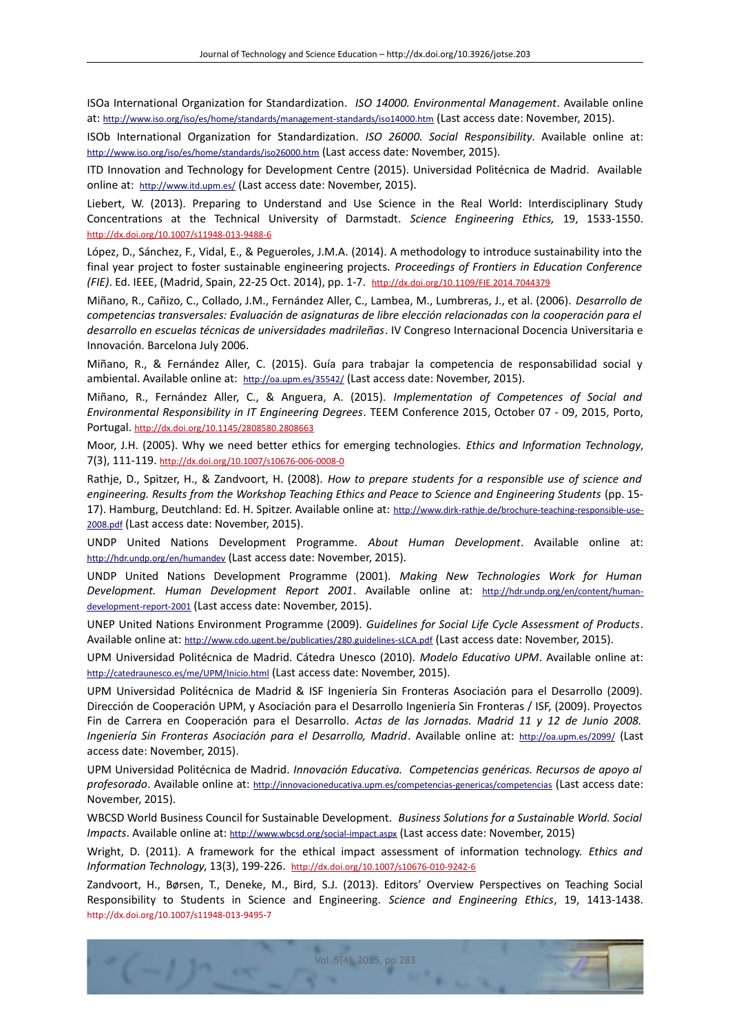ISOa International Organization for Standardization. *ISO 14000. Environmental Management*. Available online at: http://www.iso.org/iso/es/home/standards/management-standards/iso14000.htm (Last access date: November, 2015).

ISOb International Organization for Standardization. *ISO 26000. Social Responsibility*. Available online at: http://www.iso.org/iso/es/home/standards/iso26000.htm (Last access date: November, 2015).

ITD Innovation and Technology for Development Centre (2015). Universidad Politécnica de Madrid. Available online at: http://www.itd.upm.es/ (Last access date: November, 2015).

Liebert, W. (2013). Preparing to Understand and Use Science in the Real World: Interdisciplinary Study Concentrations at the Technical University of Darmstadt. *Science Engineering Ethics,* 19, 1533-1550. http://dx.doi.org/10.1007/s11948-013-9488-6

López, D., Sánchez, F., Vidal, E., & Pegueroles, J.M.A. (2014). A methodology to introduce sustainability into the final year project to foster sustainable engineering projects. *Proceedings of Frontiers in Education Conference (FIE)*. Ed. IEEE, (Madrid, Spain, 22-25 Oct. 2014), pp. 1-7. http://dx.doi.org/10.1109/FIE.2014.7044379

Miñano, R., Cañizo, C., Collado, J.M., Fernández Aller, C., Lambea, M., Lumbreras, J., et al. (2006). *Desarrollo de competencias transversales: Evaluación de asignaturas de libre elección relacionadas con la cooperación para el desarrollo en escuelas técnicas de universidades madrileñas*. IV Congreso Internacional Docencia Universitaria e Innovación. Barcelona July 2006.

Miñano, R., & Fernández Aller, C. (2015). Guía para trabajar la competencia de responsabilidad social y ambiental. Available online at: http://oa.upm.es/35542/ (Last access date: November, 2015).

Miñano, R., Fernández Aller, C., & Anguera, A. (2015). *Implementation of Competences of Social and Environmental Responsibility in IT Engineering Degrees*. TEEM Conference 2015, October 07 - 09, 2015, Porto, Portugal. http://dx.doi.org/10.1145/2808580.2808663

Moor, J.H. (2005). Why we need better ethics for emerging technologies. *Ethics and Information Technology*, 7(3), 111-119. http://dx.doi.org/10.1007/s10676-006-0008-0

Rathje, D., Spitzer, H., & Zandvoort, H. (2008). *How to prepare students for a responsible use of science and engineering. Results from the Workshop Teaching Ethics and Peace to Science and Engineering Students* (pp. 15-17). Hamburg, Deutchland: Ed. H. Spitzer. Available online at: http://www.dirk-rathje.de/brochure-teaching-responsible-use-2008.pdf (Last access date: November, 2015).

UNDP United Nations Development Programme. *About Human Development*. Available online at: http://hdr.undp.org/en/humandev (Last access date: November, 2015).

UNDP United Nations Development Programme (2001). *Making New Technologies Work for Human Development. Human Development Report 2001*. Available online at: http://hdr.undp.org/en/content/human-development-report-2001 (Last access date: November, 2015).

UNEP United Nations Environment Programme (2009). *Guidelines for Social Life Cycle Assessment of Products*. Available online at: http://www.cdo.ugent.be/publicaties/280.guidelines-sLCA.pdf (Last access date: November, 2015).

UPM Universidad Politécnica de Madrid. Cátedra Unesco (2010). *Modelo Educativo UPM*. Available online at: http://catedraunesco.es/me/UPM/Inicio.html (Last access date: November, 2015).

UPM Universidad Politécnica de Madrid & ISF Ingeniería Sin Fronteras Asociación para el Desarrollo (2009). Dirección de Cooperación UPM, y Asociación para el Desarrollo Ingeniería Sin Fronteras / ISF, (2009). Proyectos Fin de Carrera en Cooperación para el Desarrollo. *Actas de las Jornadas. Madrid 11 y 12 de Junio 2008. Ingeniería Sin Fronteras Asociación para el Desarrollo, Madrid*. Available online at: http://oa.upm.es/2099/ (Last access date: November, 2015).

UPM Universidad Politécnica de Madrid. *Innovación Educativa. Competencias genéricas. Recursos de apoyo al profesorado*. Available online at: http://innovacioneducativa.upm.es/competencias-genericas/competencias (Last access date: November, 2015).

WBCSD World Business Council for Sustainable Development. *Business Solutions for a Sustainable World. Social Impacts*. Available online at: http://www.wbcsd.org/social-impact.aspx (Last access date: November, 2015)

Wright, D. (2011). A framework for the ethical impact assessment of information technology. *Ethics and Information Technology*, 13(3), 199-226. http://dx.doi.org/10.1007/s10676-010-9242-6

Zandvoort, H., Børsen, T., Deneke, M., Bird, S.J. (2013). Editors' Overview Perspectives on Teaching Social Responsibility to Students in Science and Engineering. *Science and Engineering Ethics*, 19, 1413-1438. http://dx.doi.org/10.1007/s11948-013-9495-7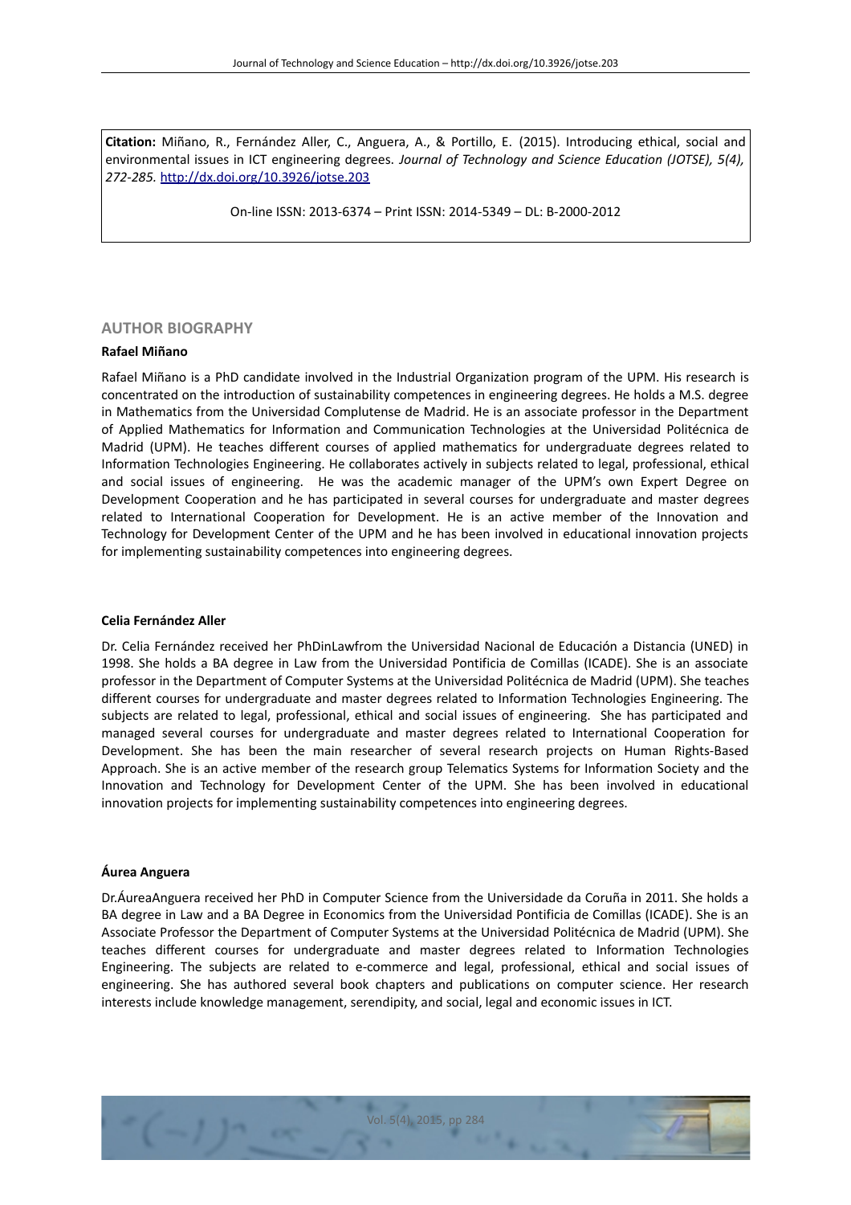**Citation:** Miñano, R., Fernández Aller, C., Anguera, A., & Portillo, E. (2015). Introducing ethical, social and environmental issues in ICT engineering degrees. *Journal of Technology and Science Education (JOTSE), 5(4), 272-285.* http://dx.doi.org/10.3926/jotse.203

On-line ISSN: 2013-6374 – Print ISSN: 2014-5349 – DL: B-2000-2012

## AUTHOR BIOGRAPHY

### Rafael Miñano

Rafael Miñano is a PhD candidate involved in the Industrial Organization program of the UPM. His research is concentrated on the introduction of sustainability competences in engineering degrees. He holds a M.S. degree in Mathematics from the Universidad Complutense de Madrid. He is an associate professor in the Department of Applied Mathematics for Information and Communication Technologies at the Universidad Politécnica de Madrid (UPM). He teaches different courses of applied mathematics for undergraduate degrees related to Information Technologies Engineering. He collaborates actively in subjects related to legal, professional, ethical and social issues of engineering. He was the academic manager of the UPM's own Expert Degree on Development Cooperation and he has participated in several courses for undergraduate and master degrees related to International Cooperation for Development. He is an active member of the Innovation and Technology for Development Center of the UPM and he has been involved in educational innovation projects for implementing sustainability competences into engineering degrees.

### Celia Fernández Aller

Dr. Celia Fernández received her PhDinLawfrom the Universidad Nacional de Educación a Distancia (UNED) in 1998. She holds a BA degree in Law from the Universidad Pontificia de Comillas (ICADE). She is an associate professor in the Department of Computer Systems at the Universidad Politécnica de Madrid (UPM). She teaches different courses for undergraduate and master degrees related to Information Technologies Engineering. The subjects are related to legal, professional, ethical and social issues of engineering. She has participated and managed several courses for undergraduate and master degrees related to International Cooperation for Development. She has been the main researcher of several research projects on Human Rights-Based Approach. She is an active member of the research group Telematics Systems for Information Society and the Innovation and Technology for Development Center of the UPM. She has been involved in educational innovation projects for implementing sustainability competences into engineering degrees.

### Áurea Anguera

Dr.ÁureaAnguera received her PhD in Computer Science from the Universidade da Coruña in 2011. She holds a BA degree in Law and a BA Degree in Economics from the Universidad Pontificia de Comillas (ICADE). She is an Associate Professor the Department of Computer Systems at the Universidad Politécnica de Madrid (UPM). She teaches different courses for undergraduate and master degrees related to Information Technologies Engineering. The subjects are related to e-commerce and legal, professional, ethical and social issues of engineering. She has authored several book chapters and publications on computer science. Her research interests include knowledge management, serendipity, and social, legal and economic issues in ICT.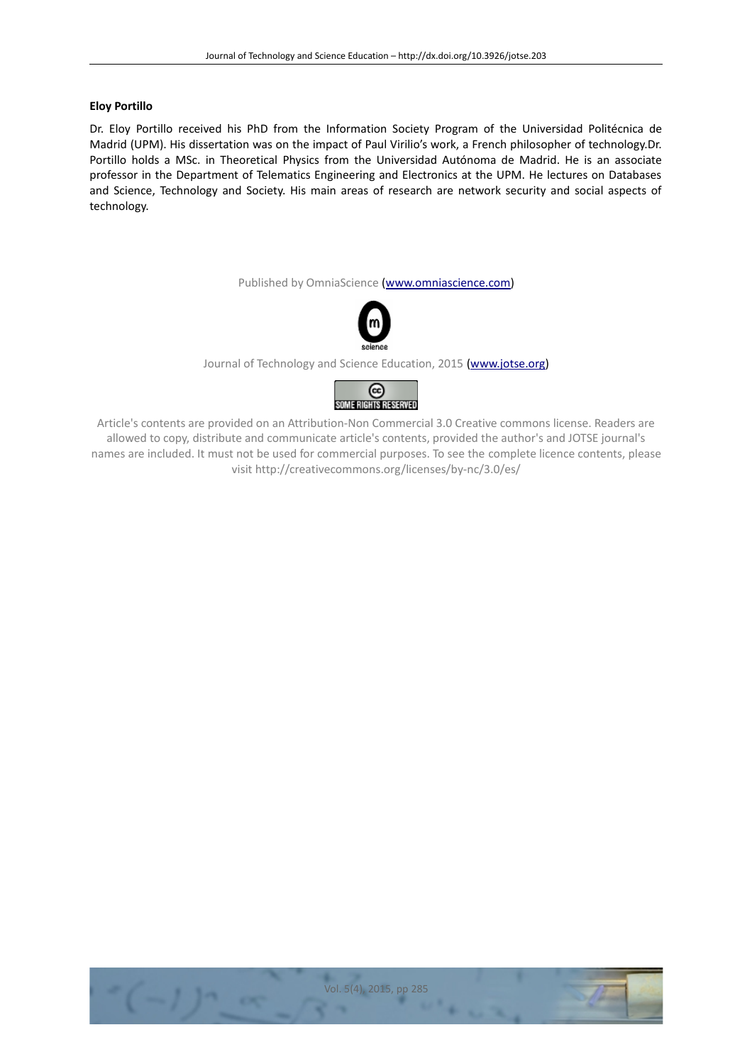**Eloy Portillo**

Dr. Eloy Portillo received his PhD from the Information Society Program of the Universidad Politécnica de Madrid (UPM). His dissertation was on the impact of Paul Virilio's work, a French philosopher of technology.Dr. Portillo holds a MSc. in Theoretical Physics from the Universidad Autónoma de Madrid. He is an associate professor in the Department of Telematics Engineering and Electronics at the UPM. He lectures on Databases and Science, Technology and Society. His main areas of research are network security and social aspects of technology.

Published by OmniaScience (www.omniascience.com)

Journal of Technology and Science Education, 2015 (www.jotse.org)

Article's contents are provided on an Attribution-Non Commercial 3.0 Creative commons license. Readers are allowed to copy, distribute and communicate article's contents, provided the author's and JOTSE journal's names are included. It must not be used for commercial purposes. To see the complete licence contents, please visit http://creativecommons.org/licenses/by-nc/3.0/es/